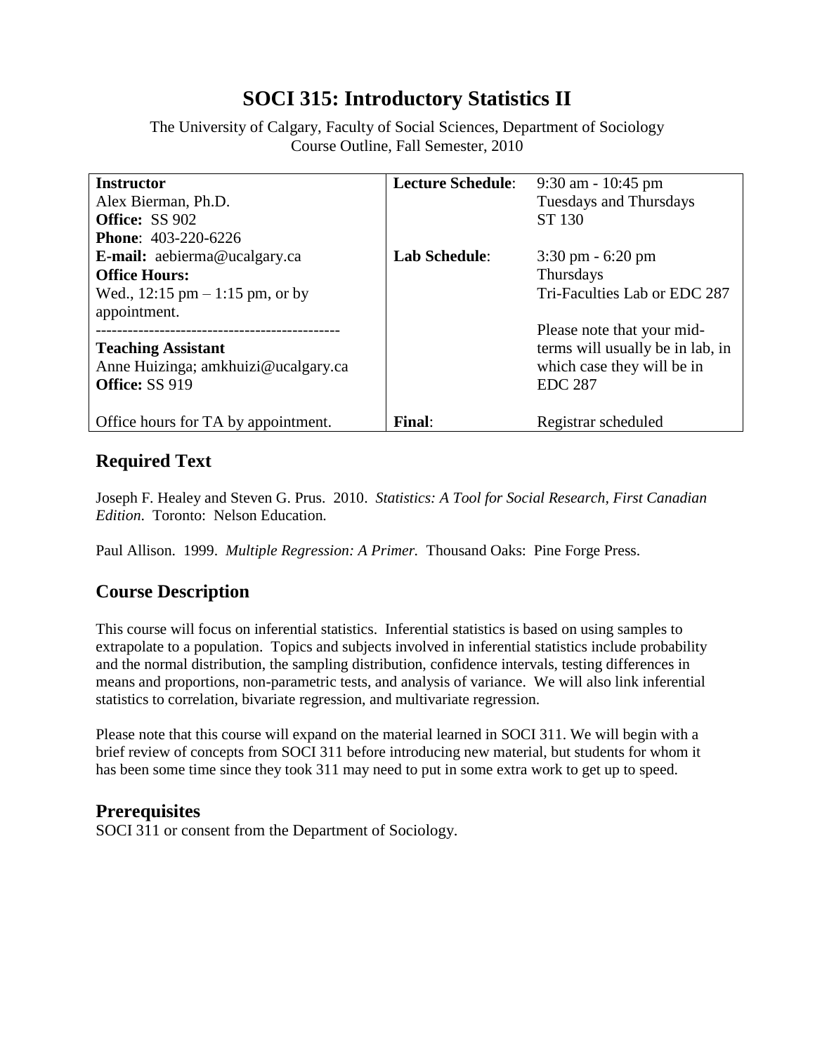# SOCI 315: Introductory Statistics II

The University of Calgary, Faculty of Social Sciences, Department of Sociology
Course Outline, Fall Semester, 2010

| **Instructor**<br>Alex Bierman, Ph.D.<br>**Office:** SS 902<br>**Phone**: 403-220-6226<br>**E-mail:** aebierma@ucalgary.ca<br>**Office Hours:**<br>Wed., 12:15 pm – 1:15 pm, or by appointment. | **Lecture Schedule**: | 9:30 am - 10:45 pm<br>Tuesdays and Thursdays<br>ST 130 |
|---|---|---|
| | **Lab Schedule**: | 3:30 pm - 6:20 pm<br>Thursdays<br>Tri-Faculties Lab or EDC 287 |
| **Teaching Assistant**<br>Anne Huizinga; amkhuizi@ucalgary.ca<br>**Office:** SS 919 | | Please note that your mid-terms will usually be in lab, in which case they will be in EDC 287 |
| Office hours for TA by appointment. | **Final**: | Registrar scheduled |

## Required Text

Joseph F. Healey and Steven G. Prus. 2010. *Statistics: A Tool for Social Research, First Canadian Edition.* Toronto: Nelson Education.

Paul Allison. 1999. *Multiple Regression: A Primer.* Thousand Oaks: Pine Forge Press.

## Course Description

This course will focus on inferential statistics. Inferential statistics is based on using samples to extrapolate to a population. Topics and subjects involved in inferential statistics include probability and the normal distribution, the sampling distribution, confidence intervals, testing differences in means and proportions, non-parametric tests, and analysis of variance. We will also link inferential statistics to correlation, bivariate regression, and multivariate regression.

Please note that this course will expand on the material learned in SOCI 311. We will begin with a brief review of concepts from SOCI 311 before introducing new material, but students for whom it has been some time since they took 311 may need to put in some extra work to get up to speed.

## Prerequisites

SOCI 311 or consent from the Department of Sociology.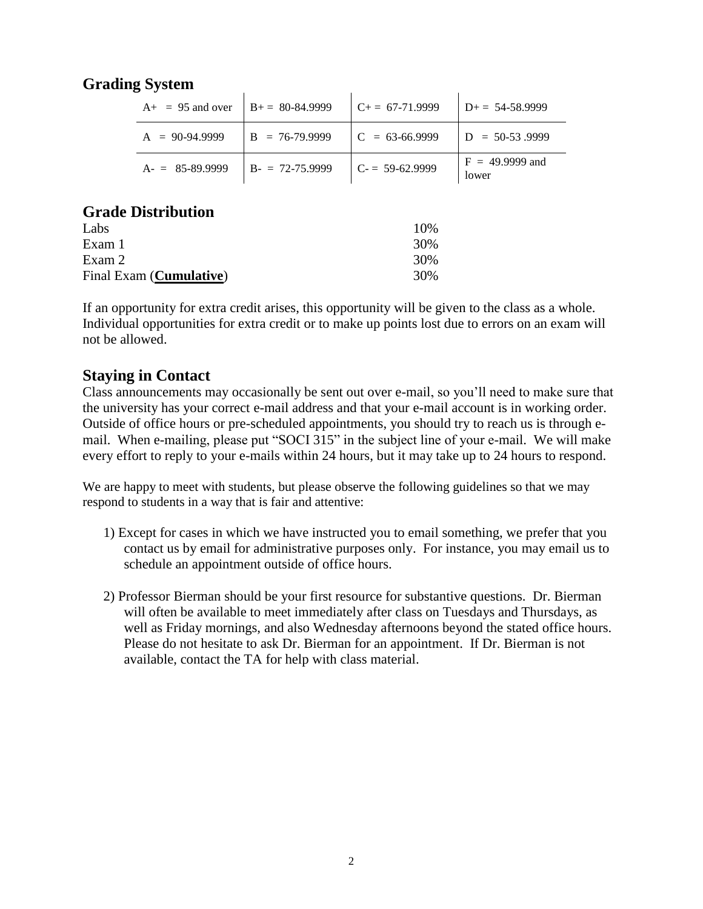## Grading System

| | | | |
|---|---|---|---|
| A+ = 95 and over | B+ = 80-84.9999 | C+ = 67-71.9999 | D+ = 54-58.9999 |
| A = 90-94.9999 | B = 76-79.9999 | C = 63-66.9999 | D = 50-53 .9999 |
| A- = 85-89.9999 | B- = 72-75.9999 | C- = 59-62.9999 | F = 49.9999 and lower |

## Grade Distribution

| | |
|---|---|
| Labs | 10% |
| Exam 1 | 30% |
| Exam 2 | 30% |
| Final Exam (**Cumulative**) | 30% |

If an opportunity for extra credit arises, this opportunity will be given to the class as a whole. Individual opportunities for extra credit or to make up points lost due to errors on an exam will not be allowed.

## Staying in Contact

Class announcements may occasionally be sent out over e-mail, so you'll need to make sure that the university has your correct e-mail address and that your e-mail account is in working order. Outside of office hours or pre-scheduled appointments, you should try to reach us is through e-mail. When e-mailing, please put "SOCI 315" in the subject line of your e-mail. We will make every effort to reply to your e-mails within 24 hours, but it may take up to 24 hours to respond.

We are happy to meet with students, but please observe the following guidelines so that we may respond to students in a way that is fair and attentive:

1) Except for cases in which we have instructed you to email something, we prefer that you contact us by email for administrative purposes only. For instance, you may email us to schedule an appointment outside of office hours.

2) Professor Bierman should be your first resource for substantive questions. Dr. Bierman will often be available to meet immediately after class on Tuesdays and Thursdays, as well as Friday mornings, and also Wednesday afternoons beyond the stated office hours. Please do not hesitate to ask Dr. Bierman for an appointment. If Dr. Bierman is not available, contact the TA for help with class material.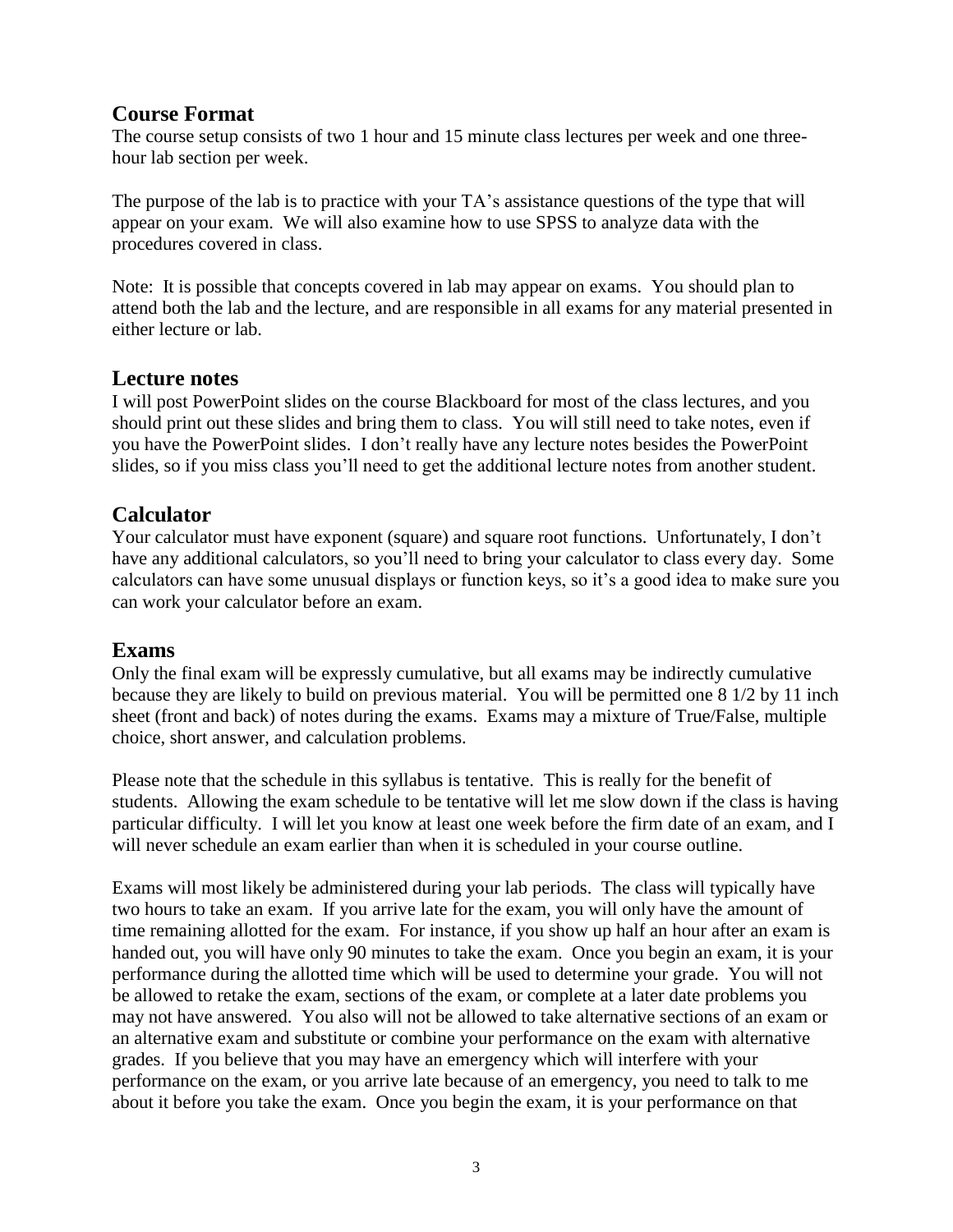## Course Format

The course setup consists of two 1 hour and 15 minute class lectures per week and one three-hour lab section per week.

The purpose of the lab is to practice with your TA's assistance questions of the type that will appear on your exam. We will also examine how to use SPSS to analyze data with the procedures covered in class.

Note: It is possible that concepts covered in lab may appear on exams. You should plan to attend both the lab and the lecture, and are responsible in all exams for any material presented in either lecture or lab.

## Lecture notes

I will post PowerPoint slides on the course Blackboard for most of the class lectures, and you should print out these slides and bring them to class. You will still need to take notes, even if you have the PowerPoint slides. I don't really have any lecture notes besides the PowerPoint slides, so if you miss class you'll need to get the additional lecture notes from another student.

## Calculator

Your calculator must have exponent (square) and square root functions. Unfortunately, I don't have any additional calculators, so you'll need to bring your calculator to class every day. Some calculators can have some unusual displays or function keys, so it's a good idea to make sure you can work your calculator before an exam.

## Exams

Only the final exam will be expressly cumulative, but all exams may be indirectly cumulative because they are likely to build on previous material. You will be permitted one 8 1/2 by 11 inch sheet (front and back) of notes during the exams. Exams may a mixture of True/False, multiple choice, short answer, and calculation problems.

Please note that the schedule in this syllabus is tentative. This is really for the benefit of students. Allowing the exam schedule to be tentative will let me slow down if the class is having particular difficulty. I will let you know at least one week before the firm date of an exam, and I will never schedule an exam earlier than when it is scheduled in your course outline.

Exams will most likely be administered during your lab periods. The class will typically have two hours to take an exam. If you arrive late for the exam, you will only have the amount of time remaining allotted for the exam. For instance, if you show up half an hour after an exam is handed out, you will have only 90 minutes to take the exam. Once you begin an exam, it is your performance during the allotted time which will be used to determine your grade. You will not be allowed to retake the exam, sections of the exam, or complete at a later date problems you may not have answered. You also will not be allowed to take alternative sections of an exam or an alternative exam and substitute or combine your performance on the exam with alternative grades. If you believe that you may have an emergency which will interfere with your performance on the exam, or you arrive late because of an emergency, you need to talk to me about it before you take the exam. Once you begin the exam, it is your performance on that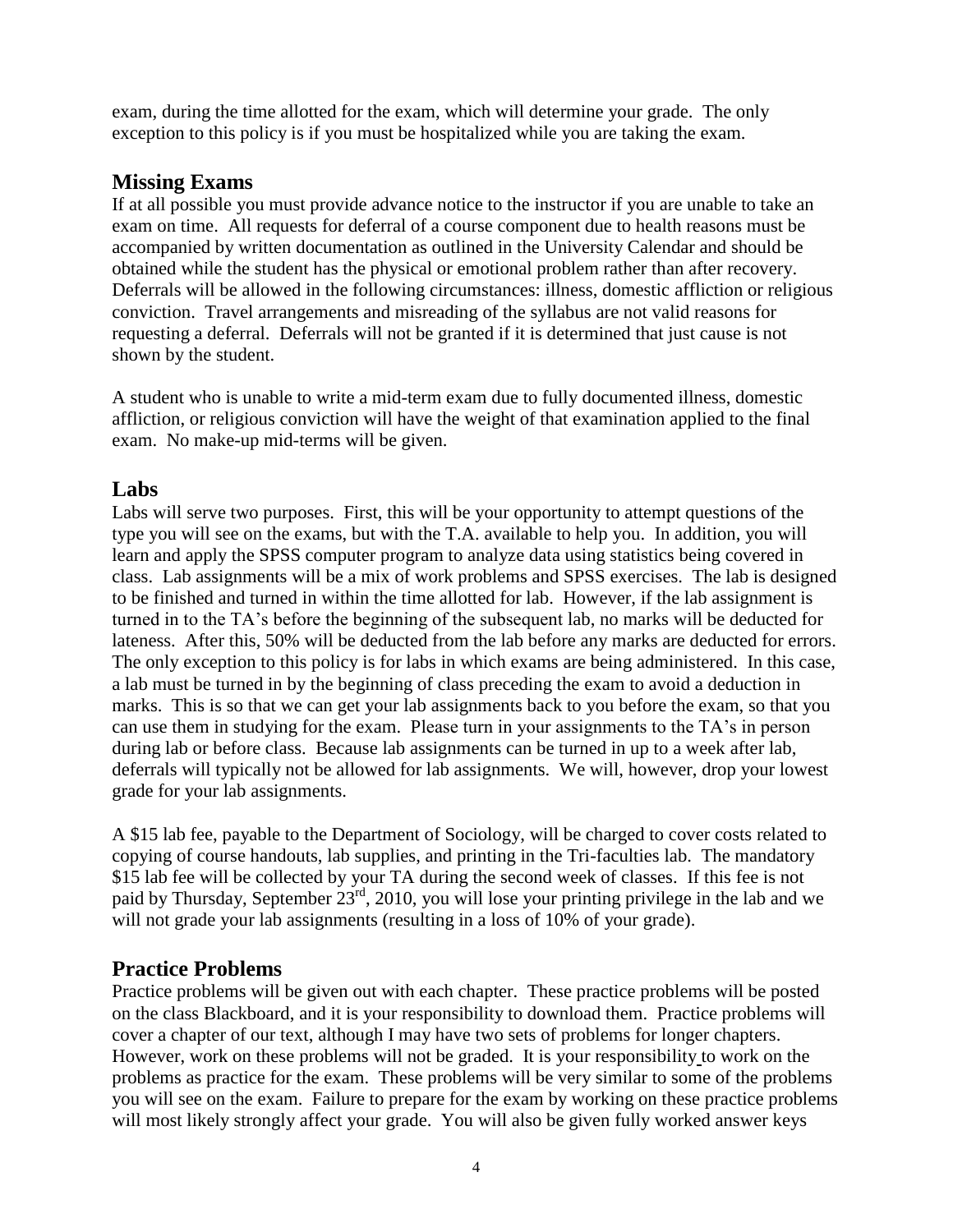exam, during the time allotted for the exam, which will determine your grade. The only exception to this policy is if you must be hospitalized while you are taking the exam.

## Missing Exams

If at all possible you must provide advance notice to the instructor if you are unable to take an exam on time. All requests for deferral of a course component due to health reasons must be accompanied by written documentation as outlined in the University Calendar and should be obtained while the student has the physical or emotional problem rather than after recovery. Deferrals will be allowed in the following circumstances: illness, domestic affliction or religious conviction. Travel arrangements and misreading of the syllabus are not valid reasons for requesting a deferral. Deferrals will not be granted if it is determined that just cause is not shown by the student.

A student who is unable to write a mid-term exam due to fully documented illness, domestic affliction, or religious conviction will have the weight of that examination applied to the final exam. No make-up mid-terms will be given.

## Labs

Labs will serve two purposes. First, this will be your opportunity to attempt questions of the type you will see on the exams, but with the T.A. available to help you. In addition, you will learn and apply the SPSS computer program to analyze data using statistics being covered in class. Lab assignments will be a mix of work problems and SPSS exercises. The lab is designed to be finished and turned in within the time allotted for lab. However, if the lab assignment is turned in to the TA's before the beginning of the subsequent lab, no marks will be deducted for lateness. After this, 50% will be deducted from the lab before any marks are deducted for errors. The only exception to this policy is for labs in which exams are being administered. In this case, a lab must be turned in by the beginning of class preceding the exam to avoid a deduction in marks. This is so that we can get your lab assignments back to you before the exam, so that you can use them in studying for the exam. Please turn in your assignments to the TA's in person during lab or before class. Because lab assignments can be turned in up to a week after lab, deferrals will typically not be allowed for lab assignments. We will, however, drop your lowest grade for your lab assignments.

A $15 lab fee, payable to the Department of Sociology, will be charged to cover costs related to copying of course handouts, lab supplies, and printing in the Tri-faculties lab. The mandatory $15 lab fee will be collected by your TA during the second week of classes. If this fee is not paid by Thursday, September 23rd, 2010, you will lose your printing privilege in the lab and we will not grade your lab assignments (resulting in a loss of 10% of your grade).

## Practice Problems

Practice problems will be given out with each chapter. These practice problems will be posted on the class Blackboard, and it is your responsibility to download them. Practice problems will cover a chapter of our text, although I may have two sets of problems for longer chapters. However, work on these problems will not be graded. It is your responsibility to work on the problems as practice for the exam. These problems will be very similar to some of the problems you will see on the exam. Failure to prepare for the exam by working on these practice problems will most likely strongly affect your grade. You will also be given fully worked answer keys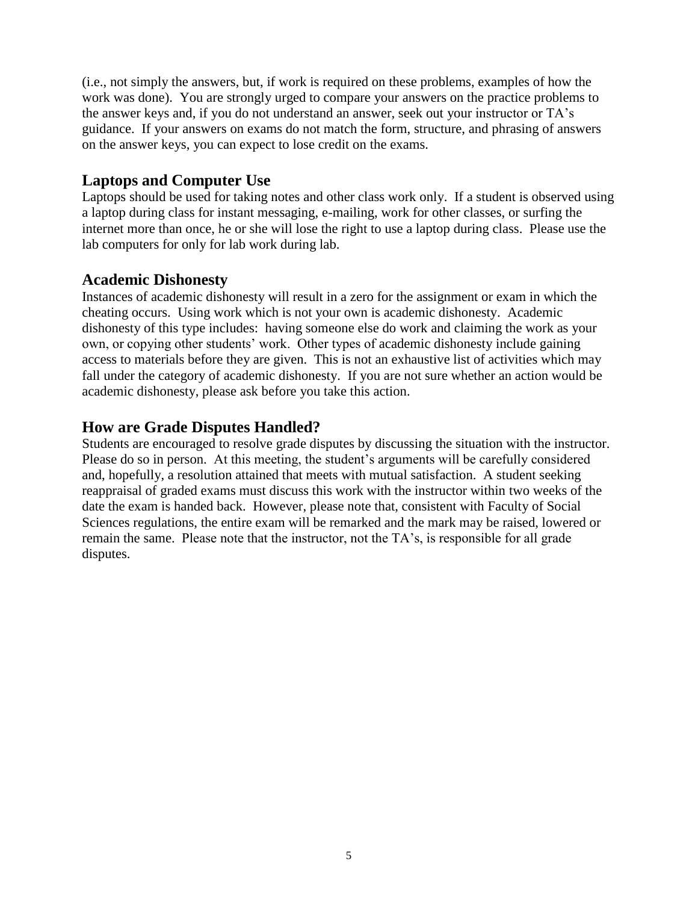(i.e., not simply the answers, but, if work is required on these problems, examples of how the work was done). You are strongly urged to compare your answers on the practice problems to the answer keys and, if you do not understand an answer, seek out your instructor or TA's guidance. If your answers on exams do not match the form, structure, and phrasing of answers on the answer keys, you can expect to lose credit on the exams.

## Laptops and Computer Use

Laptops should be used for taking notes and other class work only. If a student is observed using a laptop during class for instant messaging, e-mailing, work for other classes, or surfing the internet more than once, he or she will lose the right to use a laptop during class. Please use the lab computers for only for lab work during lab.

## Academic Dishonesty

Instances of academic dishonesty will result in a zero for the assignment or exam in which the cheating occurs. Using work which is not your own is academic dishonesty. Academic dishonesty of this type includes: having someone else do work and claiming the work as your own, or copying other students' work. Other types of academic dishonesty include gaining access to materials before they are given. This is not an exhaustive list of activities which may fall under the category of academic dishonesty. If you are not sure whether an action would be academic dishonesty, please ask before you take this action.

## How are Grade Disputes Handled?

Students are encouraged to resolve grade disputes by discussing the situation with the instructor. Please do so in person. At this meeting, the student's arguments will be carefully considered and, hopefully, a resolution attained that meets with mutual satisfaction. A student seeking reappraisal of graded exams must discuss this work with the instructor within two weeks of the date the exam is handed back. However, please note that, consistent with Faculty of Social Sciences regulations, the entire exam will be remarked and the mark may be raised, lowered or remain the same. Please note that the instructor, not the TA's, is responsible for all grade disputes.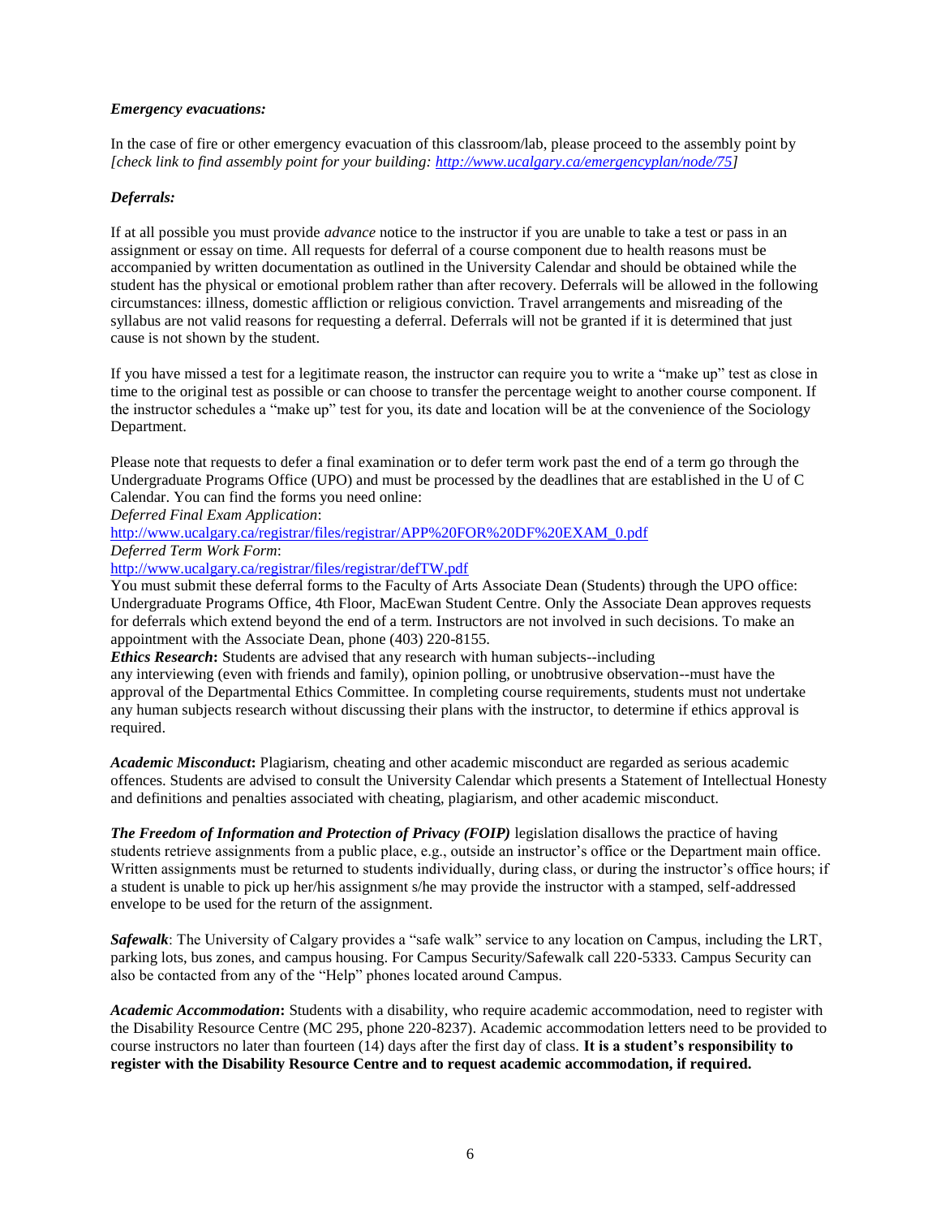***Emergency evacuations:***

In the case of fire or other emergency evacuation of this classroom/lab, please proceed to the assembly point by *[check link to find assembly point for your building: http://www.ucalgary.ca/emergencyplan/node/75]*

***Deferrals:***

If at all possible you must provide *advance* notice to the instructor if you are unable to take a test or pass in an assignment or essay on time. All requests for deferral of a course component due to health reasons must be accompanied by written documentation as outlined in the University Calendar and should be obtained while the student has the physical or emotional problem rather than after recovery. Deferrals will be allowed in the following circumstances: illness, domestic affliction or religious conviction. Travel arrangements and misreading of the syllabus are not valid reasons for requesting a deferral. Deferrals will not be granted if it is determined that just cause is not shown by the student.

If you have missed a test for a legitimate reason, the instructor can require you to write a "make up" test as close in time to the original test as possible or can choose to transfer the percentage weight to another course component. If the instructor schedules a "make up" test for you, its date and location will be at the convenience of the Sociology Department.

Please note that requests to defer a final examination or to defer term work past the end of a term go through the Undergraduate Programs Office (UPO) and must be processed by the deadlines that are established in the U of C Calendar. You can find the forms you need online:

*Deferred Final Exam Application*:
http://www.ucalgary.ca/registrar/files/registrar/APP%20FOR%20DF%20EXAM_0.pdf

*Deferred Term Work Form*:
http://www.ucalgary.ca/registrar/files/registrar/defTW.pdf

You must submit these deferral forms to the Faculty of Arts Associate Dean (Students) through the UPO office: Undergraduate Programs Office, 4th Floor, MacEwan Student Centre. Only the Associate Dean approves requests for deferrals which extend beyond the end of a term. Instructors are not involved in such decisions. To make an appointment with the Associate Dean, phone (403) 220-8155.

***Ethics Research*:** Students are advised that any research with human subjects--including any interviewing (even with friends and family), opinion polling, or unobtrusive observation--must have the approval of the Departmental Ethics Committee. In completing course requirements, students must not undertake any human subjects research without discussing their plans with the instructor, to determine if ethics approval is required.

***Academic Misconduct*:** Plagiarism, cheating and other academic misconduct are regarded as serious academic offences. Students are advised to consult the University Calendar which presents a Statement of Intellectual Honesty and definitions and penalties associated with cheating, plagiarism, and other academic misconduct.

***The Freedom of Information and Protection of Privacy (FOIP)*** legislation disallows the practice of having students retrieve assignments from a public place, e.g., outside an instructor's office or the Department main office. Written assignments must be returned to students individually, during class, or during the instructor's office hours; if a student is unable to pick up her/his assignment s/he may provide the instructor with a stamped, self-addressed envelope to be used for the return of the assignment.

***Safewalk***: The University of Calgary provides a "safe walk" service to any location on Campus, including the LRT, parking lots, bus zones, and campus housing. For Campus Security/Safewalk call 220-5333. Campus Security can also be contacted from any of the "Help" phones located around Campus.

***Academic Accommodation*:** Students with a disability, who require academic accommodation, need to register with the Disability Resource Centre (MC 295, phone 220-8237). Academic accommodation letters need to be provided to course instructors no later than fourteen (14) days after the first day of class. **It is a student's responsibility to register with the Disability Resource Centre and to request academic accommodation, if required.**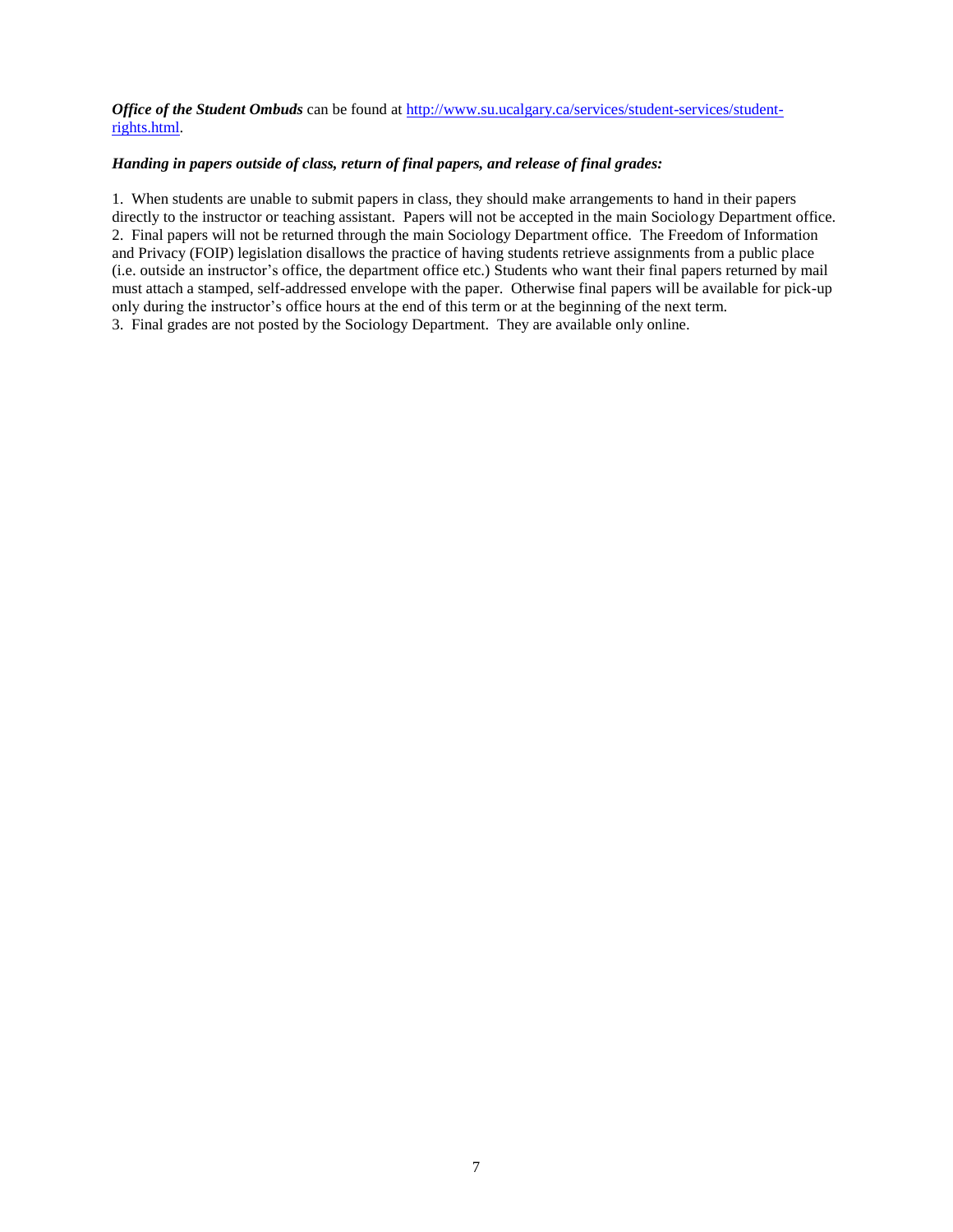***Office of the Student Ombuds*** can be found at [http://www.su.ucalgary.ca/services/student-services/student-rights.html](http://www.su.ucalgary.ca/services/student-services/student-rights.html).

***Handing in papers outside of class, return of final papers, and release of final grades:***

1. When students are unable to submit papers in class, they should make arrangements to hand in their papers directly to the instructor or teaching assistant. Papers will not be accepted in the main Sociology Department office.
2. Final papers will not be returned through the main Sociology Department office. The Freedom of Information and Privacy (FOIP) legislation disallows the practice of having students retrieve assignments from a public place (i.e. outside an instructor's office, the department office etc.) Students who want their final papers returned by mail must attach a stamped, self-addressed envelope with the paper. Otherwise final papers will be available for pick-up only during the instructor's office hours at the end of this term or at the beginning of the next term.
3. Final grades are not posted by the Sociology Department. They are available only online.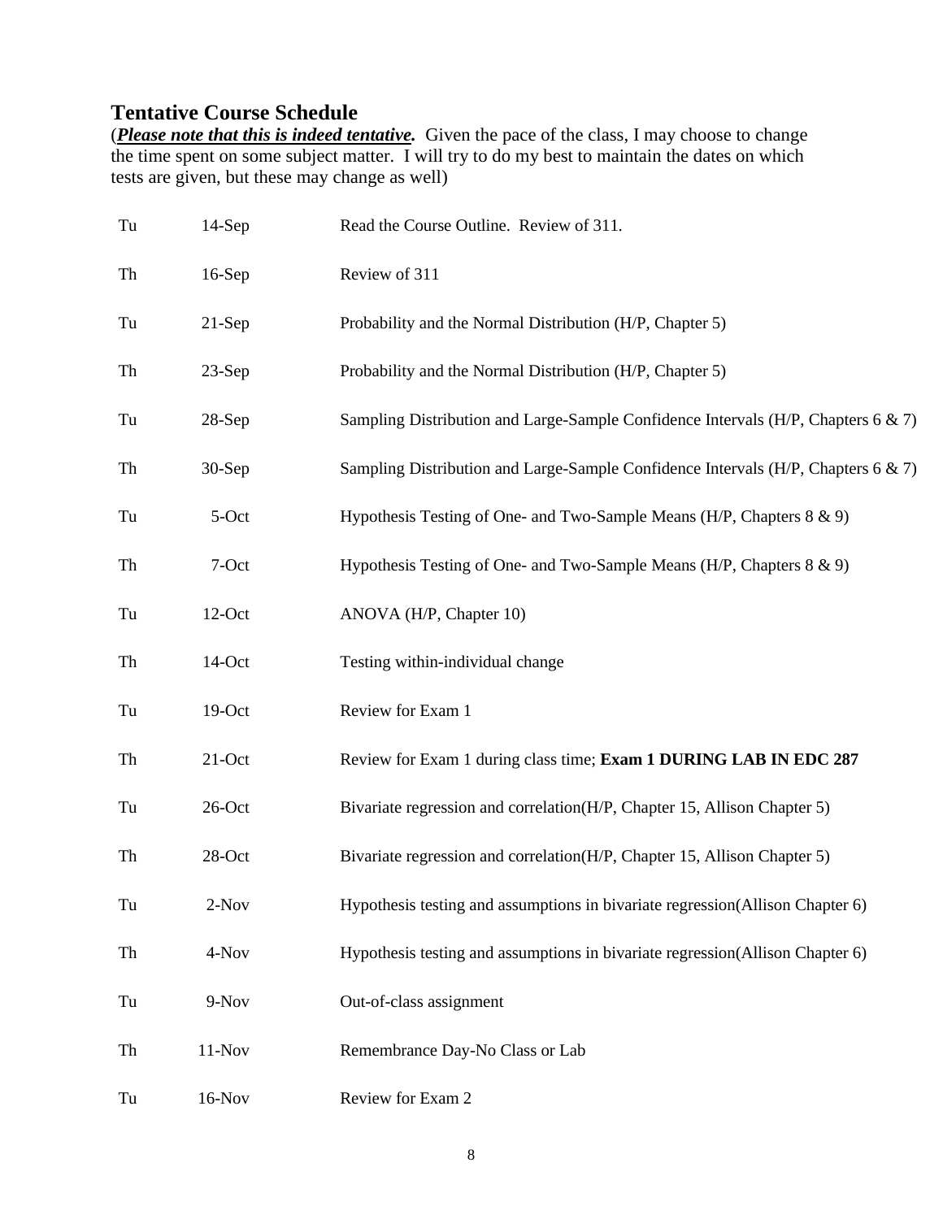## Tentative Course Schedule

(***Please note that this is indeed tentative.*** Given the pace of the class, I may choose to change the time spent on some subject matter. I will try to do my best to maintain the dates on which tests are given, but these may change as well)

| | | |
|---|---|---|
| Tu | 14-Sep | Read the Course Outline. Review of 311. |
| Th | 16-Sep | Review of 311 |
| Tu | 21-Sep | Probability and the Normal Distribution (H/P, Chapter 5) |
| Th | 23-Sep | Probability and the Normal Distribution (H/P, Chapter 5) |
| Tu | 28-Sep | Sampling Distribution and Large-Sample Confidence Intervals (H/P, Chapters 6 & 7) |
| Th | 30-Sep | Sampling Distribution and Large-Sample Confidence Intervals (H/P, Chapters 6 & 7) |
| Tu | 5-Oct | Hypothesis Testing of One- and Two-Sample Means (H/P, Chapters 8 & 9) |
| Th | 7-Oct | Hypothesis Testing of One- and Two-Sample Means (H/P, Chapters 8 & 9) |
| Tu | 12-Oct | ANOVA (H/P, Chapter 10) |
| Th | 14-Oct | Testing within-individual change |
| Tu | 19-Oct | Review for Exam 1 |
| Th | 21-Oct | Review for Exam 1 during class time; **Exam 1 DURING LAB IN EDC 287** |
| Tu | 26-Oct | Bivariate regression and correlation(H/P, Chapter 15, Allison Chapter 5) |
| Th | 28-Oct | Bivariate regression and correlation(H/P, Chapter 15, Allison Chapter 5) |
| Tu | 2-Nov | Hypothesis testing and assumptions in bivariate regression(Allison Chapter 6) |
| Th | 4-Nov | Hypothesis testing and assumptions in bivariate regression(Allison Chapter 6) |
| Tu | 9-Nov | Out-of-class assignment |
| Th | 11-Nov | Remembrance Day-No Class or Lab |
| Tu | 16-Nov | Review for Exam 2 |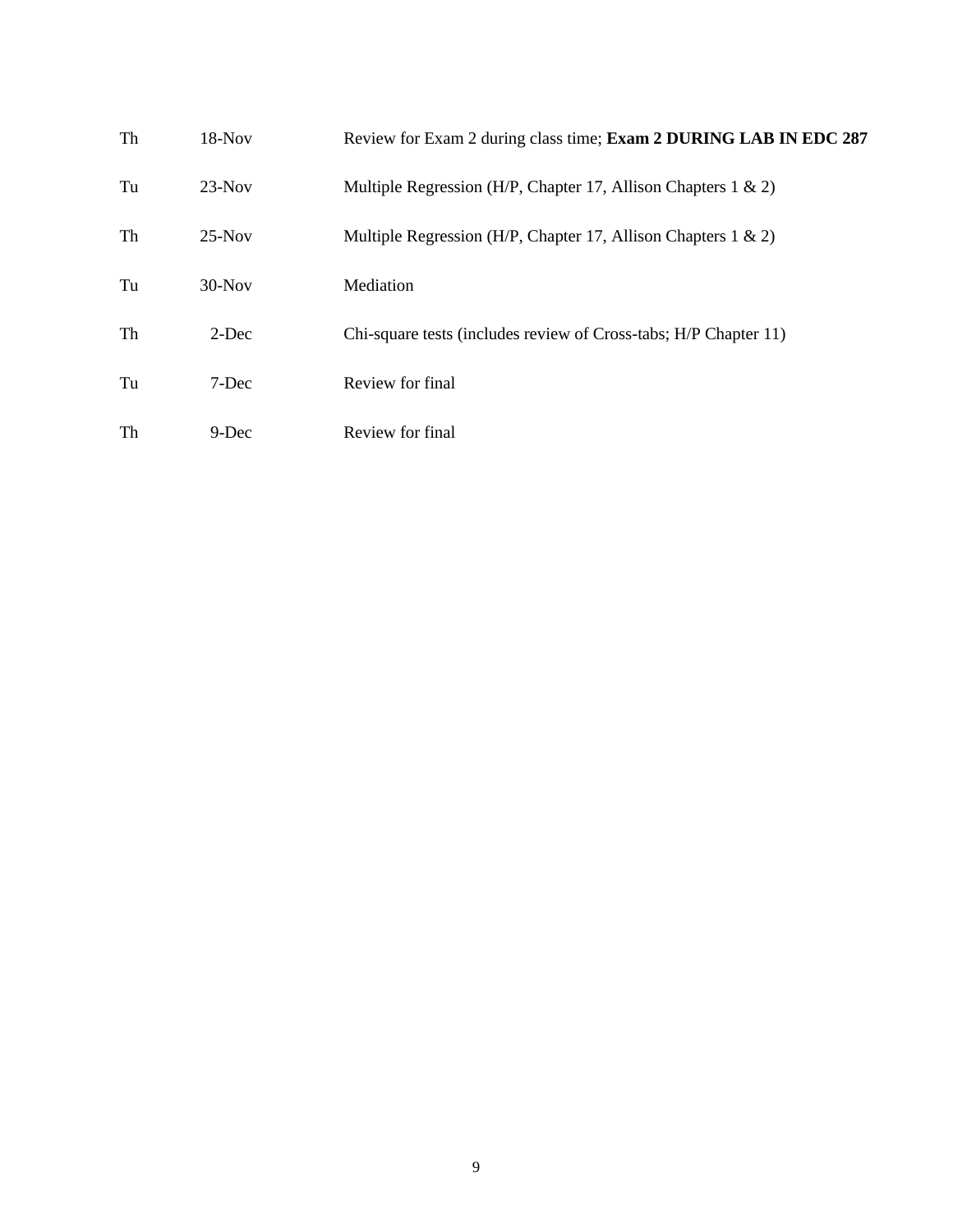| | | |
|---|---|---|
| Th | 18-Nov | Review for Exam 2 during class time; **Exam 2 DURING LAB IN EDC 287** |
| Tu | 23-Nov | Multiple Regression (H/P, Chapter 17, Allison Chapters 1 & 2) |
| Th | 25-Nov | Multiple Regression (H/P, Chapter 17, Allison Chapters 1 & 2) |
| Tu | 30-Nov | Mediation |
| Th | 2-Dec | Chi-square tests (includes review of Cross-tabs; H/P Chapter 11) |
| Tu | 7-Dec | Review for final |
| Th | 9-Dec | Review for final |